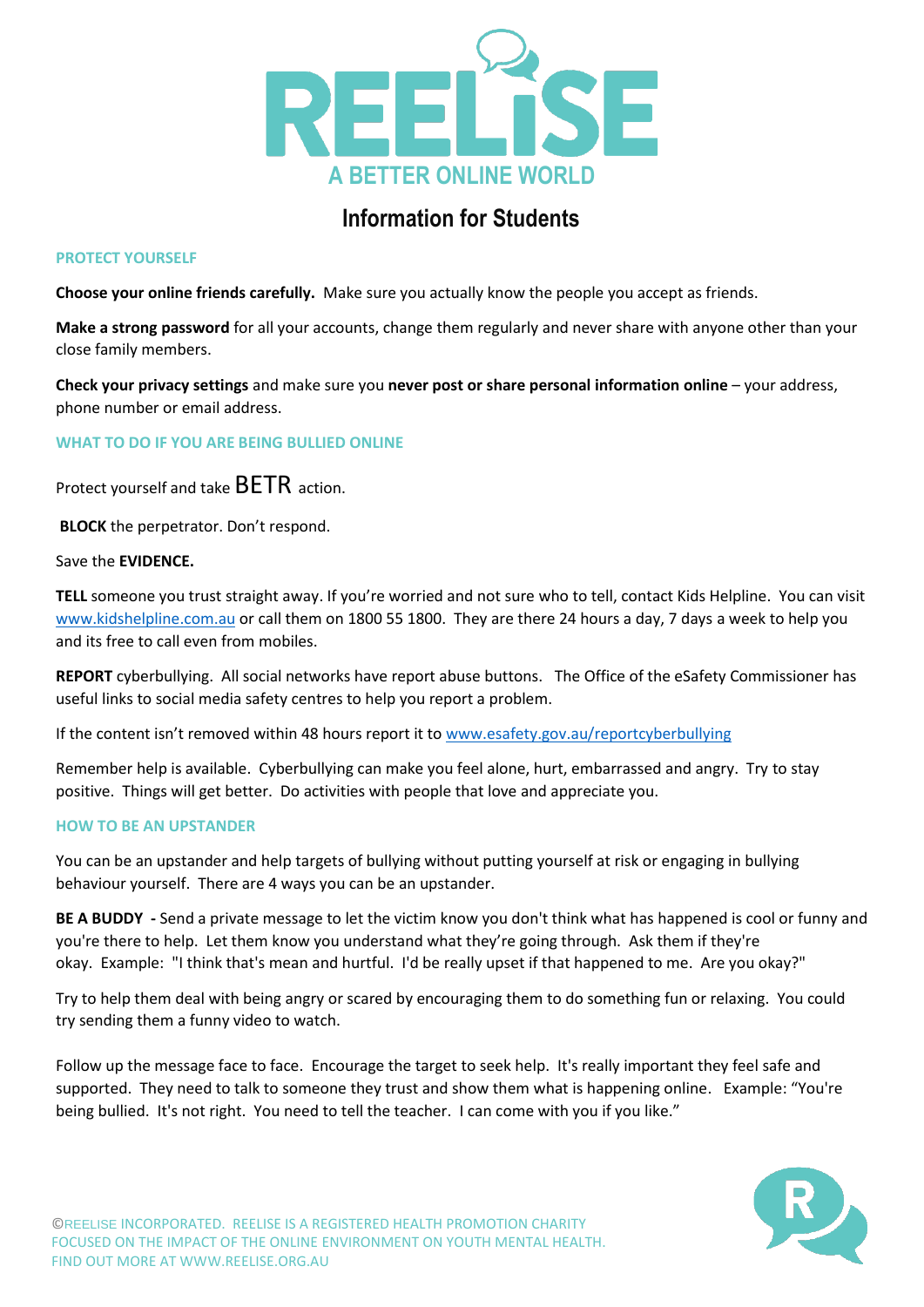# REELiSE

**A BETTER ONLINE WORLD**

## Information for Students

### PROTECT YOURSELF

**Choose your online friends carefully.** Make sure you actually know the people you accept as friends.

**Make a strong password** for all your accounts, change them regularly and never share with anyone other than your close family members.

**Check your privacy settings** and make sure you **never post or share personal information online** – your address, phone number or email address.

### WHAT TO DO IF YOU ARE BEING BULLIED ONLINE

Protect yourself and take BETR action.

**BLOCK** the perpetrator. Don't respond.

Save the **EVIDENCE.**

**TELL** someone you trust straight away. If you're worried and not sure who to tell, contact Kids Helpline. You can visit www.kidshelpline.com.au or call them on 1800 55 1800. They are there 24 hours a day, 7 days a week to help you and its free to call even from mobiles.

**REPORT** cyberbullying. All social networks have report abuse buttons. The Office of the eSafety Commissioner has useful links to social media safety centres to help you report a problem.

If the content isn't removed within 48 hours report it to www.esafety.gov.au/reportcyberbullying

Remember help is available. Cyberbullying can make you feel alone, hurt, embarrassed and angry. Try to stay positive. Things will get better. Do activities with people that love and appreciate you.

### HOW TO BE AN UPSTANDER

You can be an upstander and help targets of bullying without putting yourself at risk or engaging in bullying behaviour yourself. There are 4 ways you can be an upstander.

**BE A BUDDY -** Send a private message to let the victim know you don't think what has happened is cool or funny and you're there to help. Let them know you understand what they're going through. Ask them if they're okay. Example: "I think that's mean and hurtful. I'd be really upset if that happened to me. Are you okay?"

Try to help them deal with being angry or scared by encouraging them to do something fun or relaxing. You could try sending them a funny video to watch.

Follow up the message face to face. Encourage the target to seek help. It's really important they feel safe and supported. They need to talk to someone they trust and show them what is happening online. Example: "You're being bullied. It's not right. You need to tell the teacher. I can come with you if you like."

©REELISE INCORPORATED. REELISE IS A REGISTERED HEALTH PROMOTION CHARITY FOCUSED ON THE IMPACT OF THE ONLINE ENVIRONMENT ON YOUTH MENTAL HEALTH. FIND OUT MORE AT WWW.REELISE.ORG.AU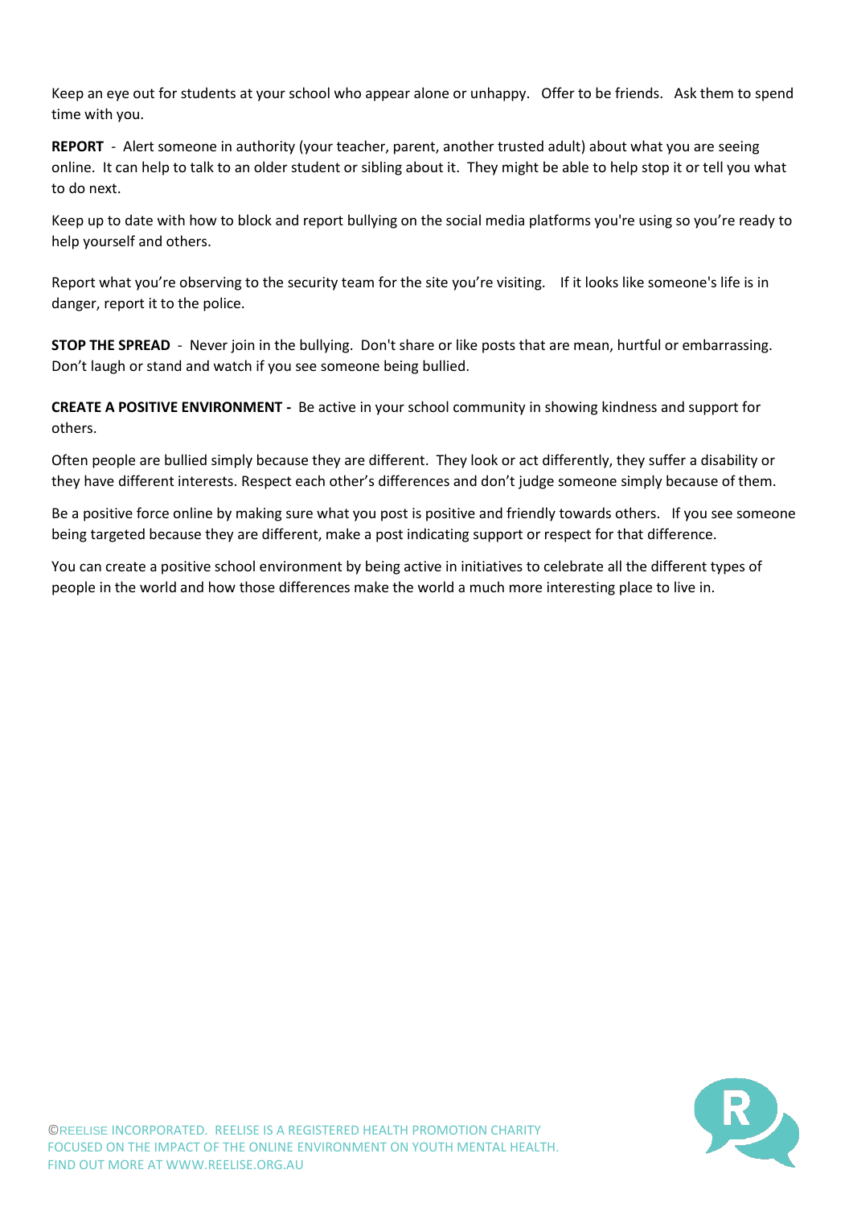Keep an eye out for students at your school who appear alone or unhappy. Offer to be friends. Ask them to spend time with you.

**REPORT** - Alert someone in authority (your teacher, parent, another trusted adult) about what you are seeing online. It can help to talk to an older student or sibling about it. They might be able to help stop it or tell you what to do next.

Keep up to date with how to block and report bullying on the social media platforms you're using so you're ready to help yourself and others.

Report what you're observing to the security team for the site you're visiting. If it looks like someone's life is in danger, report it to the police.

**STOP THE SPREAD** - Never join in the bullying. Don't share or like posts that are mean, hurtful or embarrassing. Don't laugh or stand and watch if you see someone being bullied.

**CREATE A POSITIVE ENVIRONMENT -** Be active in your school community in showing kindness and support for others.

Often people are bullied simply because they are different. They look or act differently, they suffer a disability or they have different interests. Respect each other's differences and don't judge someone simply because of them.

Be a positive force online by making sure what you post is positive and friendly towards others. If you see someone being targeted because they are different, make a post indicating support or respect for that difference.

You can create a positive school environment by being active in initiatives to celebrate all the different types of people in the world and how those differences make the world a much more interesting place to live in.

©REELISE INCORPORATED. REELISE IS A REGISTERED HEALTH PROMOTION CHARITY FOCUSED ON THE IMPACT OF THE ONLINE ENVIRONMENT ON YOUTH MENTAL HEALTH. FIND OUT MORE AT WWW.REELISE.ORG.AU